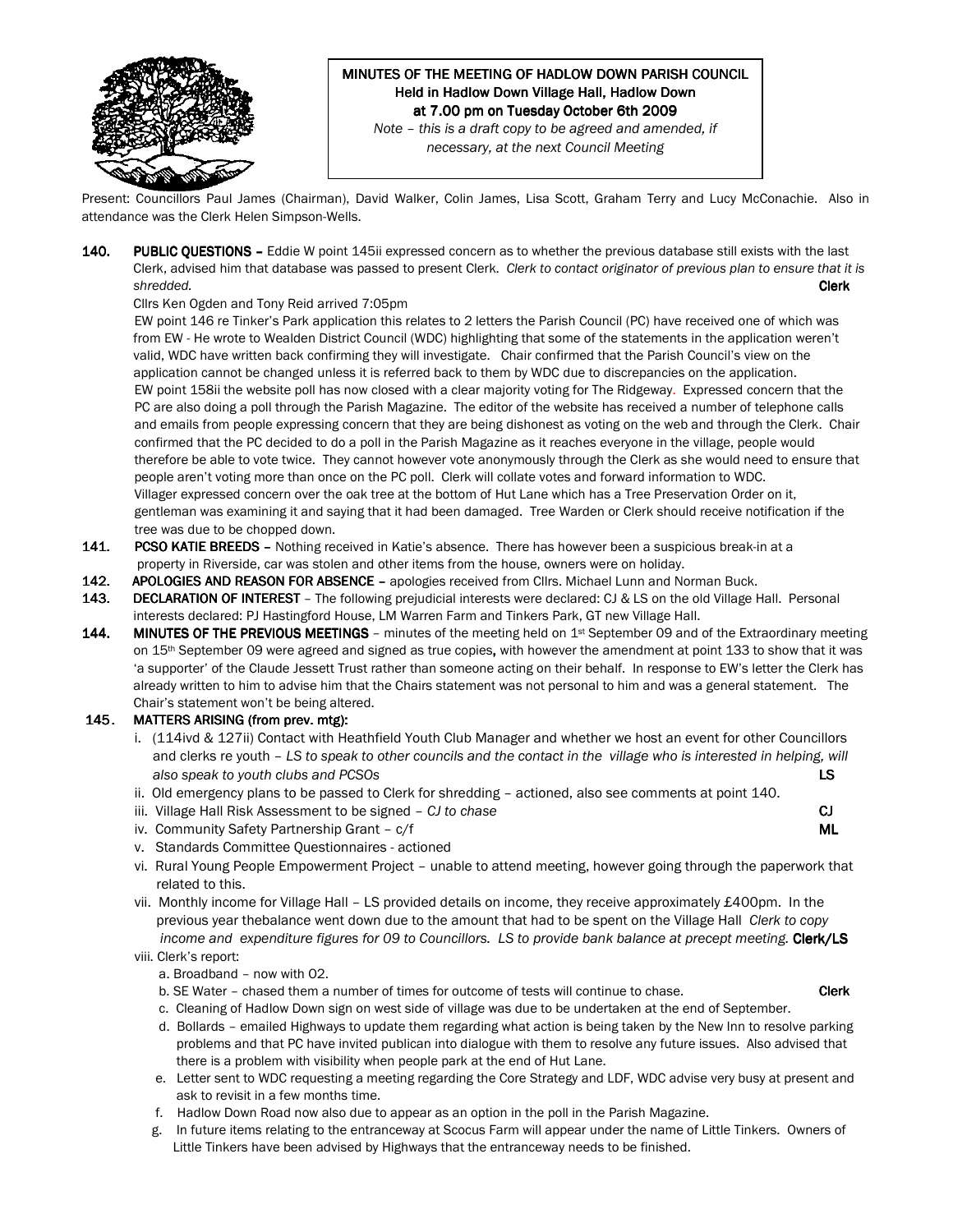# MINUTES OF THE MEETING OF HADLOW DOWN PARISH COUNCIL
## Held in Hadlow Down Village Hall, Hadlow Down at 7.00 pm on Tuesday October 6th 2009

*Note – this is a draft copy to be agreed and amended, if necessary, at the next Council Meeting*

Present: Councillors Paul James (Chairman), David Walker, Colin James, Lisa Scott, Graham Terry and Lucy McConachie. Also in attendance was the Clerk Helen Simpson-Wells.

**140. PUBLIC QUESTIONS –** Eddie W point 145ii expressed concern as to whether the previous database still exists with the last Clerk, advised him that database was passed to present Clerk. *Clerk to contact originator of previous plan to ensure that it is shredded.* **Clerk**

Cllrs Ken Ogden and Tony Reid arrived 7:05pm

EW point 146 re Tinker's Park application this relates to 2 letters the Parish Council (PC) have received one of which was from EW - He wrote to Wealden District Council (WDC) highlighting that some of the statements in the application weren't valid, WDC have written back confirming they will investigate. Chair confirmed that the Parish Council's view on the application cannot be changed unless it is referred back to them by WDC due to discrepancies on the application.

EW point 158ii the website poll has now closed with a clear majority voting for The Ridgeway. Expressed concern that the PC are also doing a poll through the Parish Magazine. The editor of the website has received a number of telephone calls and emails from people expressing concern that they are being dishonest as voting on the web and through the Clerk. Chair confirmed that the PC decided to do a poll in the Parish Magazine as it reaches everyone in the village, people would therefore be able to vote twice. They cannot however vote anonymously through the Clerk as she would need to ensure that people aren't voting more than once on the PC poll. Clerk will collate votes and forward information to WDC.

Villager expressed concern over the oak tree at the bottom of Hut Lane which has a Tree Preservation Order on it, gentleman was examining it and saying that it had been damaged. Tree Warden or Clerk should receive notification if the tree was due to be chopped down.

**141. PCSO KATIE BREEDS –** Nothing received in Katie's absence. There has however been a suspicious break-in at a property in Riverside, car was stolen and other items from the house, owners were on holiday.

**142. APOLOGIES AND REASON FOR ABSENCE –** apologies received from Cllrs. Michael Lunn and Norman Buck.

**143. DECLARATION OF INTEREST** – The following prejudicial interests were declared: CJ & LS on the old Village Hall. Personal interests declared: PJ Hastingford House, LM Warren Farm and Tinkers Park, GT new Village Hall.

**144. MINUTES OF THE PREVIOUS MEETINGS** – minutes of the meeting held on 1st September 09 and of the Extraordinary meeting on 15th September 09 were agreed and signed as true copies, with however the amendment at point 133 to show that it was 'a supporter' of the Claude Jessett Trust rather than someone acting on their behalf. In response to EW's letter the Clerk has already written to him to advise him that the Chairs statement was not personal to him and was a general statement. The Chair's statement won't be being altered.

**145. MATTERS ARISING (from prev. mtg):**

i. (114ivd & 127ii) Contact with Heathfield Youth Club Manager and whether we host an event for other Councillors and clerks re youth – *LS to speak to other councils and the contact in the village who is interested in helping, will also speak to youth clubs and PCSOs* **LS**

ii. Old emergency plans to be passed to Clerk for shredding – actioned, also see comments at point 140.

iii. Village Hall Risk Assessment to be signed – *CJ to chase* **CJ**

iv. Community Safety Partnership Grant – c/f **ML**

v. Standards Committee Questionnaires - actioned

vi. Rural Young People Empowerment Project – unable to attend meeting, however going through the paperwork that related to this.

vii. Monthly income for Village Hall – LS provided details on income, they receive approximately £400pm. In the previous year thebalance went down due to the amount that had to be spent on the Village Hall *Clerk to copy income and expenditure figures for 09 to Councillors. LS to provide bank balance at precept meeting.* **Clerk/LS**

viii. Clerk's report:

a. Broadband – now with O2.

b. SE Water – chased them a number of times for outcome of tests will continue to chase. **Clerk**

c. Cleaning of Hadlow Down sign on west side of village was due to be undertaken at the end of September.

d. Bollards – emailed Highways to update them regarding what action is being taken by the New Inn to resolve parking problems and that PC have invited publican into dialogue with them to resolve any future issues. Also advised that there is a problem with visibility when people park at the end of Hut Lane.

e. Letter sent to WDC requesting a meeting regarding the Core Strategy and LDF, WDC advise very busy at present and ask to revisit in a few months time.

f. Hadlow Down Road now also due to appear as an option in the poll in the Parish Magazine.

g. In future items relating to the entranceway at Scocus Farm will appear under the name of Little Tinkers. Owners of Little Tinkers have been advised by Highways that the entranceway needs to be finished.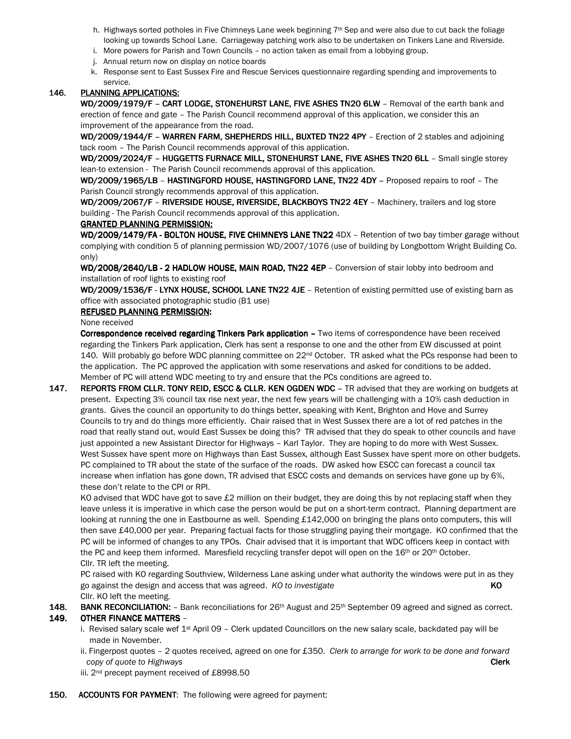h. Highways sorted potholes in Five Chimneys Lane week beginning 7th Sep and were also due to cut back the foliage looking up towards School Lane. Carriageway patching work also to be undertaken on Tinkers Lane and Riverside.
i. More powers for Parish and Town Councils – no action taken as email from a lobbying group.
j. Annual return now on display on notice boards
k. Response sent to East Sussex Fire and Rescue Services questionnaire regarding spending and improvements to service.

**146. PLANNING APPLICATIONS:**

**WD/2009/1979/F – CART LODGE, STONEHURST LANE, FIVE ASHES TN20 6LW** – Removal of the earth bank and erection of fence and gate – The Parish Council recommend approval of this application, we consider this an improvement of the appearance from the road.

**WD/2009/1944/F – WARREN FARM, SHEPHERDS HILL, BUXTED TN22 4PY** – Erection of 2 stables and adjoining tack room – The Parish Council recommends approval of this application.

**WD/2009/2024/F – HUGGETTS FURNACE MILL, STONEHURST LANE, FIVE ASHES TN20 6LL** – Small single storey lean-to extension - The Parish Council recommends approval of this application.

**WD/2009/1965/LB – HASTINGFORD HOUSE, HASTINGFORD LANE, TN22 4DY** – Proposed repairs to roof – The Parish Council strongly recommends approval of this application.

**WD/2009/2067/F – RIVERSIDE HOUSE, RIVERSIDE, BLACKBOYS TN22 4EY** – Machinery, trailers and log store building - The Parish Council recommends approval of this application.

**GRANTED PLANNING PERMISSION:**

**WD/2009/1479/FA - BOLTON HOUSE, FIVE CHIMNEYS LANE TN22** 4DX – Retention of two bay timber garage without complying with condition 5 of planning permission WD/2007/1076 (use of building by Longbottom Wright Building Co. only)

**WD/2008/2640/LB - 2 HADLOW HOUSE, MAIN ROAD, TN22 4EP** – Conversion of stair lobby into bedroom and installation of roof lights to existing roof

**WD/2009/1536/F - LYNX HOUSE, SCHOOL LANE TN22 4JE** – Retention of existing permitted use of existing barn as office with associated photographic studio (B1 use)

**REFUSED PLANNING PERMISSION:**

None received

**Correspondence received regarding Tinkers Park application –** Two items of correspondence have been received regarding the Tinkers Park application, Clerk has sent a response to one and the other from EW discussed at point 140. Will probably go before WDC planning committee on 22nd October. TR asked what the PCs response had been to the application. The PC approved the application with some reservations and asked for conditions to be added. Member of PC will attend WDC meeting to try and ensure that the PCs conditions are agreed to.

**147. REPORTS FROM CLLR. TONY REID, ESCC & CLLR. KEN OGDEN WDC** – TR advised that they are working on budgets at present. Expecting 3% council tax rise next year, the next few years will be challenging with a 10% cash deduction in grants. Gives the council an opportunity to do things better, speaking with Kent, Brighton and Hove and Surrey Councils to try and do things more efficiently. Chair raised that in West Sussex there are a lot of red patches in the road that really stand out, would East Sussex be doing this? TR advised that they do speak to other councils and have just appointed a new Assistant Director for Highways – Karl Taylor. They are hoping to do more with West Sussex. West Sussex have spent more on Highways than East Sussex, although East Sussex have spent more on other budgets. PC complained to TR about the state of the surface of the roads. DW asked how ESCC can forecast a council tax increase when inflation has gone down, TR advised that ESCC costs and demands on services have gone up by 6%, these don't relate to the CPI or RPI.

KO advised that WDC have got to save £2 million on their budget, they are doing this by not replacing staff when they leave unless it is imperative in which case the person would be put on a short-term contract. Planning department are looking at running the one in Eastbourne as well. Spending £142,000 on bringing the plans onto computers, this will then save £40,000 per year. Preparing factual facts for those struggling paying their mortgage. KO confirmed that the PC will be informed of changes to any TPOs. Chair advised that it is important that WDC officers keep in contact with the PC and keep them informed. Maresfield recycling transfer depot will open on the 16th or 20th October.

Cllr. TR left the meeting.

PC raised with KO regarding Southview, Wilderness Lane asking under what authority the windows were put in as they go against the design and access that was agreed. *KO to investigate* **KO**

Cllr. KO left the meeting.

**148. BANK RECONCILIATION:** – Bank reconciliations for 26th August and 25th September 09 agreed and signed as correct.

**149. OTHER FINANCE MATTERS** –

i. Revised salary scale wef 1st April 09 – Clerk updated Councillors on the new salary scale, backdated pay will be made in November.
ii. Fingerpost quotes – 2 quotes received, agreed on one for £350. *Clerk to arrange for work to be done and forward copy of quote to Highways* **Clerk**
iii. 2nd precept payment received of £8998.50

**150. ACCOUNTS FOR PAYMENT**: The following were agreed for payment: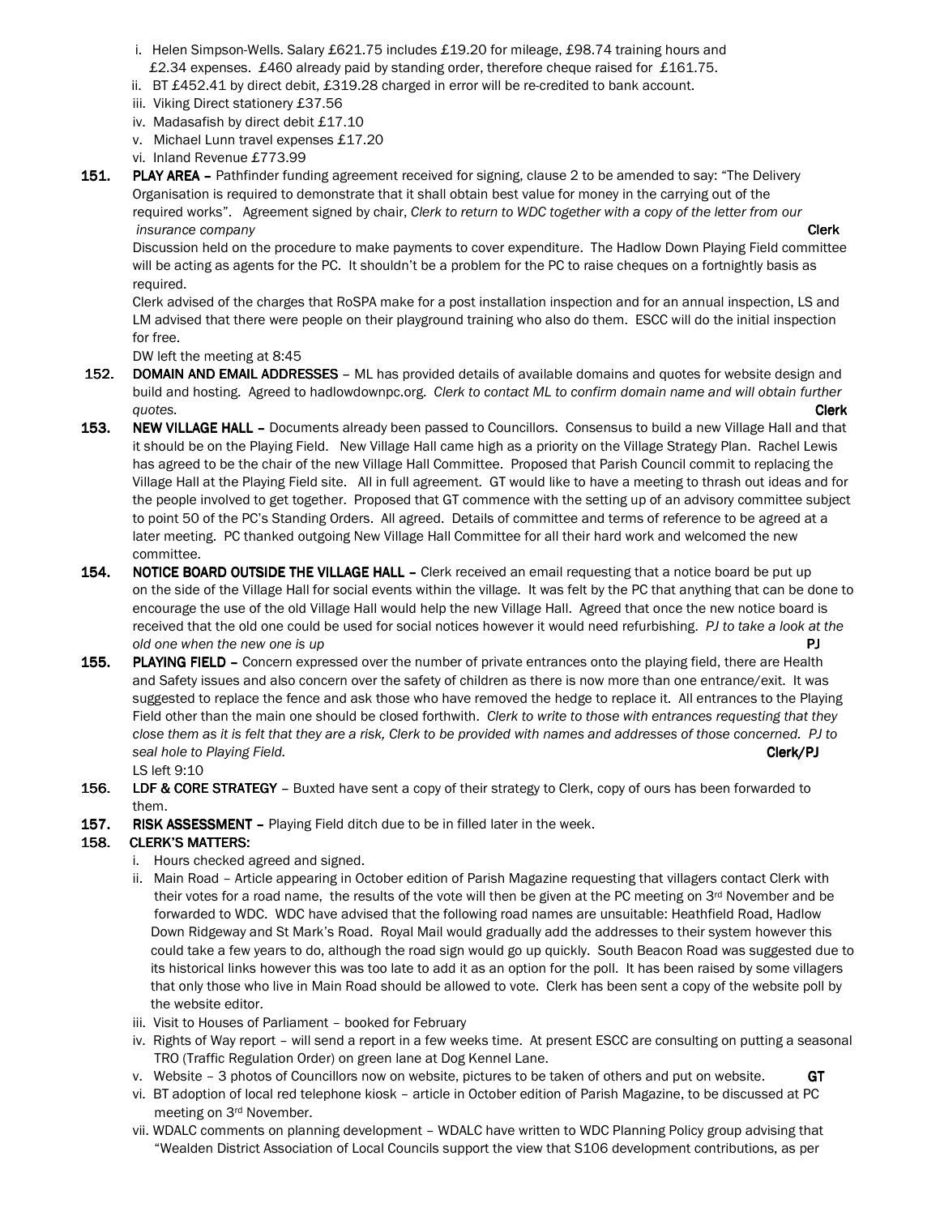i. Helen Simpson-Wells. Salary £621.75 includes £19.20 for mileage, £98.74 training hours and £2.34 expenses. £460 already paid by standing order, therefore cheque raised for £161.75.
ii. BT £452.41 by direct debit, £319.28 charged in error will be re-credited to bank account.
iii. Viking Direct stationery £37.56
iv. Madasafish by direct debit £17.10
v. Michael Lunn travel expenses £17.20
vi. Inland Revenue £773.99

**151.** **PLAY AREA –** Pathfinder funding agreement received for signing, clause 2 to be amended to say: "The Delivery Organisation is required to demonstrate that it shall obtain best value for money in the carrying out of the required works". Agreement signed by chair, *Clerk to return to WDC together with a copy of the letter from our insurance company* **Clerk**

Discussion held on the procedure to make payments to cover expenditure. The Hadlow Down Playing Field committee will be acting as agents for the PC. It shouldn't be a problem for the PC to raise cheques on a fortnightly basis as required.

Clerk advised of the charges that RoSPA make for a post installation inspection and for an annual inspection, LS and LM advised that there were people on their playground training who also do them. ESCC will do the initial inspection for free.

DW left the meeting at 8:45

**152.** **DOMAIN AND EMAIL ADDRESSES** – ML has provided details of available domains and quotes for website design and build and hosting. Agreed to hadlowdownpc.org. *Clerk to contact ML to confirm domain name and will obtain further quotes.* **Clerk**

**153.** **NEW VILLAGE HALL –** Documents already been passed to Councillors. Consensus to build a new Village Hall and that it should be on the Playing Field. New Village Hall came high as a priority on the Village Strategy Plan. Rachel Lewis has agreed to be the chair of the new Village Hall Committee. Proposed that Parish Council commit to replacing the Village Hall at the Playing Field site. All in full agreement. GT would like to have a meeting to thrash out ideas and for the people involved to get together. Proposed that GT commence with the setting up of an advisory committee subject to point 50 of the PC's Standing Orders. All agreed. Details of committee and terms of reference to be agreed at a later meeting. PC thanked outgoing New Village Hall Committee for all their hard work and welcomed the new committee.

**154.** **NOTICE BOARD OUTSIDE THE VILLAGE HALL –** Clerk received an email requesting that a notice board be put up on the side of the Village Hall for social events within the village. It was felt by the PC that anything that can be done to encourage the use of the old Village Hall would help the new Village Hall. Agreed that once the new notice board is received that the old one could be used for social notices however it would need refurbishing. *PJ to take a look at the old one when the new one is up* **PJ**

**155.** **PLAYING FIELD –** Concern expressed over the number of private entrances onto the playing field, there are Health and Safety issues and also concern over the safety of children as there is now more than one entrance/exit. It was suggested to replace the fence and ask those who have removed the hedge to replace it. All entrances to the Playing Field other than the main one should be closed forthwith. *Clerk to write to those with entrances requesting that they close them as it is felt that they are a risk, Clerk to be provided with names and addresses of those concerned. PJ to seal hole to Playing Field.* **Clerk/PJ**

LS left 9:10

**156.** **LDF & CORE STRATEGY** – Buxted have sent a copy of their strategy to Clerk, copy of ours has been forwarded to them.

**157.** **RISK ASSESSMENT –** Playing Field ditch due to be in filled later in the week.

**158.** **CLERK'S MATTERS:**

i. Hours checked agreed and signed.
ii. Main Road – Article appearing in October edition of Parish Magazine requesting that villagers contact Clerk with their votes for a road name, the results of the vote will then be given at the PC meeting on 3rd November and be forwarded to WDC. WDC have advised that the following road names are unsuitable: Heathfield Road, Hadlow Down Ridgeway and St Mark's Road. Royal Mail would gradually add the addresses to their system however this could take a few years to do, although the road sign would go up quickly. South Beacon Road was suggested due to its historical links however this was too late to add it as an option for the poll. It has been raised by some villagers that only those who live in Main Road should be allowed to vote. Clerk has been sent a copy of the website poll by the website editor.
iii. Visit to Houses of Parliament – booked for February
iv. Rights of Way report – will send a report in a few weeks time. At present ESCC are consulting on putting a seasonal TRO (Traffic Regulation Order) on green lane at Dog Kennel Lane.
v. Website – 3 photos of Councillors now on website, pictures to be taken of others and put on website. **GT**
vi. BT adoption of local red telephone kiosk – article in October edition of Parish Magazine, to be discussed at PC meeting on 3rd November.
vii. WDALC comments on planning development – WDALC have written to WDC Planning Policy group advising that "Wealden District Association of Local Councils support the view that S106 development contributions, as per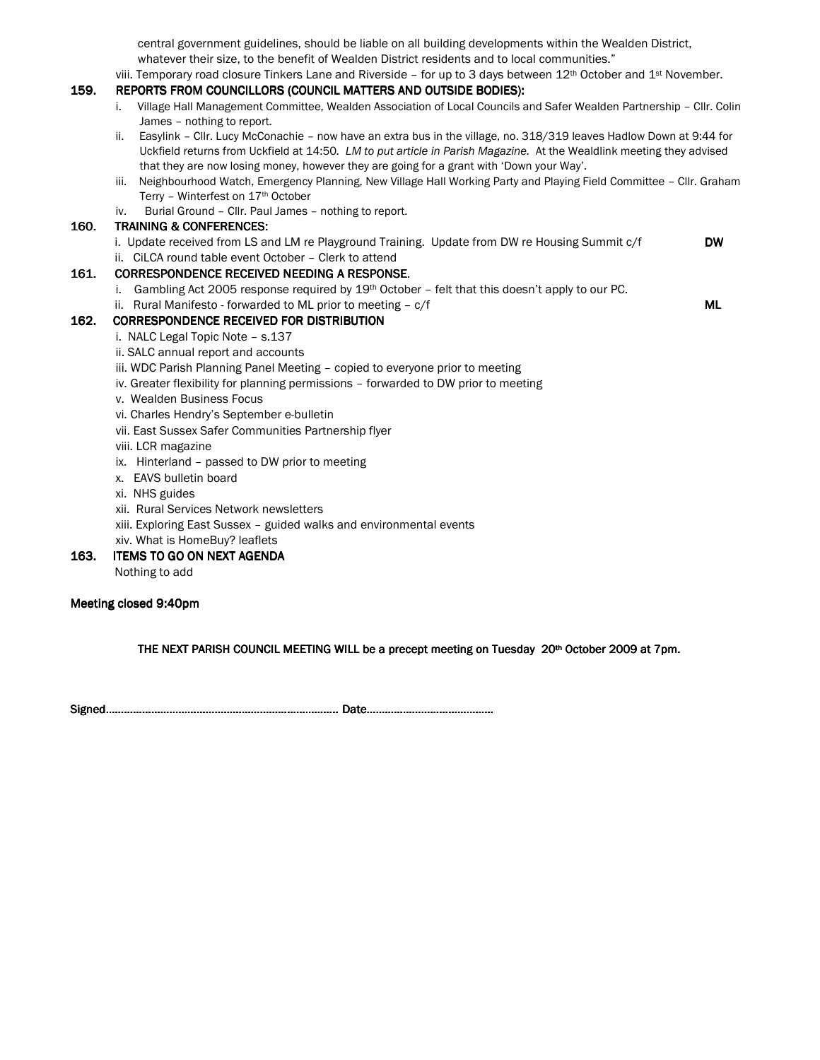central government guidelines, should be liable on all building developments within the Wealden District, whatever their size, to the benefit of Wealden District residents and to local communities."

viii. Temporary road closure Tinkers Lane and Riverside – for up to 3 days between 12th October and 1st November.

**159. REPORTS FROM COUNCILLORS (COUNCIL MATTERS AND OUTSIDE BODIES):**

i. Village Hall Management Committee, Wealden Association of Local Councils and Safer Wealden Partnership – Cllr. Colin James – nothing to report.

ii. Easylink – Cllr. Lucy McConachie – now have an extra bus in the village, no. 318/319 leaves Hadlow Down at 9:44 for Uckfield returns from Uckfield at 14:50. *LM to put article in Parish Magazine.* At the Wealdlink meeting they advised that they are now losing money, however they are going for a grant with 'Down your Way'.

iii. Neighbourhood Watch, Emergency Planning, New Village Hall Working Party and Playing Field Committee – Cllr. Graham Terry – Winterfest on 17th October

iv. Burial Ground – Cllr. Paul James – nothing to report.

**160. TRAINING & CONFERENCES:**

i. Update received from LS and LM re Playground Training. Update from DW re Housing Summit c/f **DW**

ii. CiLCA round table event October – Clerk to attend

**161. CORRESPONDENCE RECEIVED NEEDING A RESPONSE.**

i. Gambling Act 2005 response required by 19th October – felt that this doesn't apply to our PC.

ii. Rural Manifesto - forwarded to ML prior to meeting – c/f **ML**

**162. CORRESPONDENCE RECEIVED FOR DISTRIBUTION**

i. NALC Legal Topic Note – s.137
ii. SALC annual report and accounts
iii. WDC Parish Planning Panel Meeting – copied to everyone prior to meeting
iv. Greater flexibility for planning permissions – forwarded to DW prior to meeting
v. Wealden Business Focus
vi. Charles Hendry's September e-bulletin
vii. East Sussex Safer Communities Partnership flyer
viii. LCR magazine
ix. Hinterland – passed to DW prior to meeting
x. EAVS bulletin board
xi. NHS guides
xii. Rural Services Network newsletters
xiii. Exploring East Sussex – guided walks and environmental events
xiv. What is HomeBuy? leaflets

**163. ITEMS TO GO ON NEXT AGENDA**

Nothing to add

**Meeting closed 9:40pm**

**THE NEXT PARISH COUNCIL MEETING WILL be a precept meeting on Tuesday 20th October 2009 at 7pm.**

Signed…………………………………………………………………… Date……………………………………